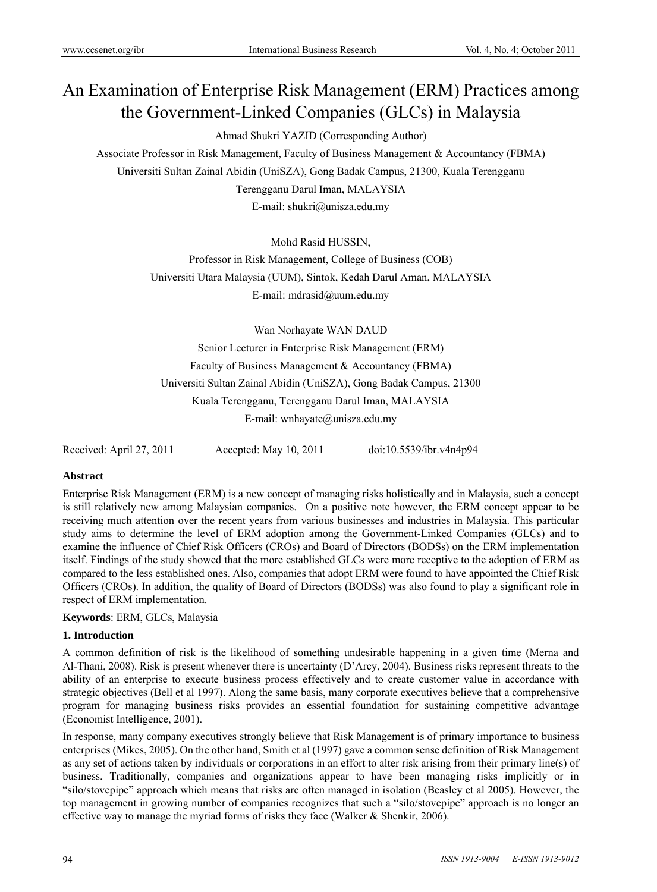# An Examination of Enterprise Risk Management (ERM) Practices among the Government-Linked Companies (GLCs) in Malaysia

Ahmad Shukri YAZID (Corresponding Author)

Associate Professor in Risk Management, Faculty of Business Management & Accountancy (FBMA)

Universiti Sultan Zainal Abidin (UniSZA), Gong Badak Campus, 21300, Kuala Terengganu

Terengganu Darul Iman, MALAYSIA

E-mail: shukri@unisza.edu.my

Mohd Rasid HUSSIN,

Professor in Risk Management, College of Business (COB)

Universiti Utara Malaysia (UUM), Sintok, Kedah Darul Aman, MALAYSIA

E-mail: mdrasid@uum.edu.my

Wan Norhayate WAN DAUD

Senior Lecturer in Enterprise Risk Management (ERM)

Faculty of Business Management & Accountancy (FBMA)

Universiti Sultan Zainal Abidin (UniSZA), Gong Badak Campus, 21300

Kuala Terengganu, Terengganu Darul Iman, MALAYSIA

E-mail: wnhayate@unisza.edu.my

Received: April 27, 2011 Accepted: May 10, 2011 doi:10.5539/ibr.v4n4p94

**Abstract**

Enterprise Risk Management (ERM) is a new concept of managing risks holistically and in Malaysia, such a concept is still relatively new among Malaysian companies. On a positive note however, the ERM concept appear to be receiving much attention over the recent years from various businesses and industries in Malaysia. This particular study aims to determine the level of ERM adoption among the Government-Linked Companies (GLCs) and to examine the influence of Chief Risk Officers (CROs) and Board of Directors (BODSs) on the ERM implementation itself. Findings of the study showed that the more established GLCs were more receptive to the adoption of ERM as compared to the less established ones. Also, companies that adopt ERM were found to have appointed the Chief Risk Officers (CROs). In addition, the quality of Board of Directors (BODSs) was also found to play a significant role in respect of ERM implementation.

**Keywords**: ERM, GLCs, Malaysia

## 1. Introduction

A common definition of risk is the likelihood of something undesirable happening in a given time (Merna and Al-Thani, 2008). Risk is present whenever there is uncertainty (D'Arcy, 2004). Business risks represent threats to the ability of an enterprise to execute business process effectively and to create customer value in accordance with strategic objectives (Bell et al 1997). Along the same basis, many corporate executives believe that a comprehensive program for managing business risks provides an essential foundation for sustaining competitive advantage (Economist Intelligence, 2001).

In response, many company executives strongly believe that Risk Management is of primary importance to business enterprises (Mikes, 2005). On the other hand, Smith et al (1997) gave a common sense definition of Risk Management as any set of actions taken by individuals or corporations in an effort to alter risk arising from their primary line(s) of business. Traditionally, companies and organizations appear to have been managing risks implicitly or in "silo/stovepipe" approach which means that risks are often managed in isolation (Beasley et al 2005). However, the top management in growing number of companies recognizes that such a "silo/stovepipe" approach is no longer an effective way to manage the myriad forms of risks they face (Walker & Shenkir, 2006).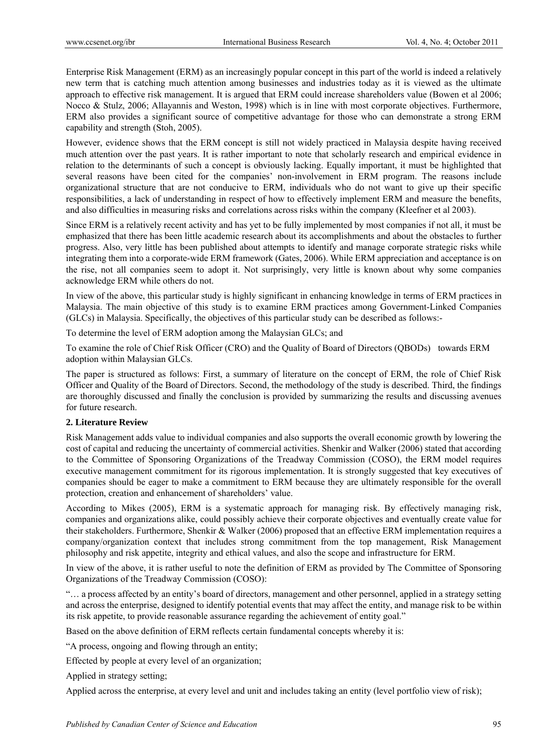Enterprise Risk Management (ERM) as an increasingly popular concept in this part of the world is indeed a relatively new term that is catching much attention among businesses and industries today as it is viewed as the ultimate approach to effective risk management. It is argued that ERM could increase shareholders value (Bowen et al 2006; Nocco & Stulz, 2006; Allayannis and Weston, 1998) which is in line with most corporate objectives. Furthermore, ERM also provides a significant source of competitive advantage for those who can demonstrate a strong ERM capability and strength (Stoh, 2005).

However, evidence shows that the ERM concept is still not widely practiced in Malaysia despite having received much attention over the past years. It is rather important to note that scholarly research and empirical evidence in relation to the determinants of such a concept is obviously lacking. Equally important, it must be highlighted that several reasons have been cited for the companies' non-involvement in ERM program. The reasons include organizational structure that are not conducive to ERM, individuals who do not want to give up their specific responsibilities, a lack of understanding in respect of how to effectively implement ERM and measure the benefits, and also difficulties in measuring risks and correlations across risks within the company (Kleefner et al 2003).

Since ERM is a relatively recent activity and has yet to be fully implemented by most companies if not all, it must be emphasized that there has been little academic research about its accomplishments and about the obstacles to further progress. Also, very little has been published about attempts to identify and manage corporate strategic risks while integrating them into a corporate-wide ERM framework (Gates, 2006). While ERM appreciation and acceptance is on the rise, not all companies seem to adopt it. Not surprisingly, very little is known about why some companies acknowledge ERM while others do not.

In view of the above, this particular study is highly significant in enhancing knowledge in terms of ERM practices in Malaysia. The main objective of this study is to examine ERM practices among Government-Linked Companies (GLCs) in Malaysia. Specifically, the objectives of this particular study can be described as follows:-

To determine the level of ERM adoption among the Malaysian GLCs; and

To examine the role of Chief Risk Officer (CRO) and the Quality of Board of Directors (QBODs) towards ERM adoption within Malaysian GLCs.

The paper is structured as follows: First, a summary of literature on the concept of ERM, the role of Chief Risk Officer and Quality of the Board of Directors. Second, the methodology of the study is described. Third, the findings are thoroughly discussed and finally the conclusion is provided by summarizing the results and discussing avenues for future research.

## 2. Literature Review

Risk Management adds value to individual companies and also supports the overall economic growth by lowering the cost of capital and reducing the uncertainty of commercial activities. Shenkir and Walker (2006) stated that according to the Committee of Sponsoring Organizations of the Treadway Commission (COSO), the ERM model requires executive management commitment for its rigorous implementation. It is strongly suggested that key executives of companies should be eager to make a commitment to ERM because they are ultimately responsible for the overall protection, creation and enhancement of shareholders' value.

According to Mikes (2005), ERM is a systematic approach for managing risk. By effectively managing risk, companies and organizations alike, could possibly achieve their corporate objectives and eventually create value for their stakeholders. Furthermore, Shenkir & Walker (2006) proposed that an effective ERM implementation requires a company/organization context that includes strong commitment from the top management, Risk Management philosophy and risk appetite, integrity and ethical values, and also the scope and infrastructure for ERM.

In view of the above, it is rather useful to note the definition of ERM as provided by The Committee of Sponsoring Organizations of the Treadway Commission (COSO):

"… a process affected by an entity's board of directors, management and other personnel, applied in a strategy setting and across the enterprise, designed to identify potential events that may affect the entity, and manage risk to be within its risk appetite, to provide reasonable assurance regarding the achievement of entity goal."

Based on the above definition of ERM reflects certain fundamental concepts whereby it is:

"A process, ongoing and flowing through an entity;

Effected by people at every level of an organization;

Applied in strategy setting;

Applied across the enterprise, at every level and unit and includes taking an entity (level portfolio view of risk);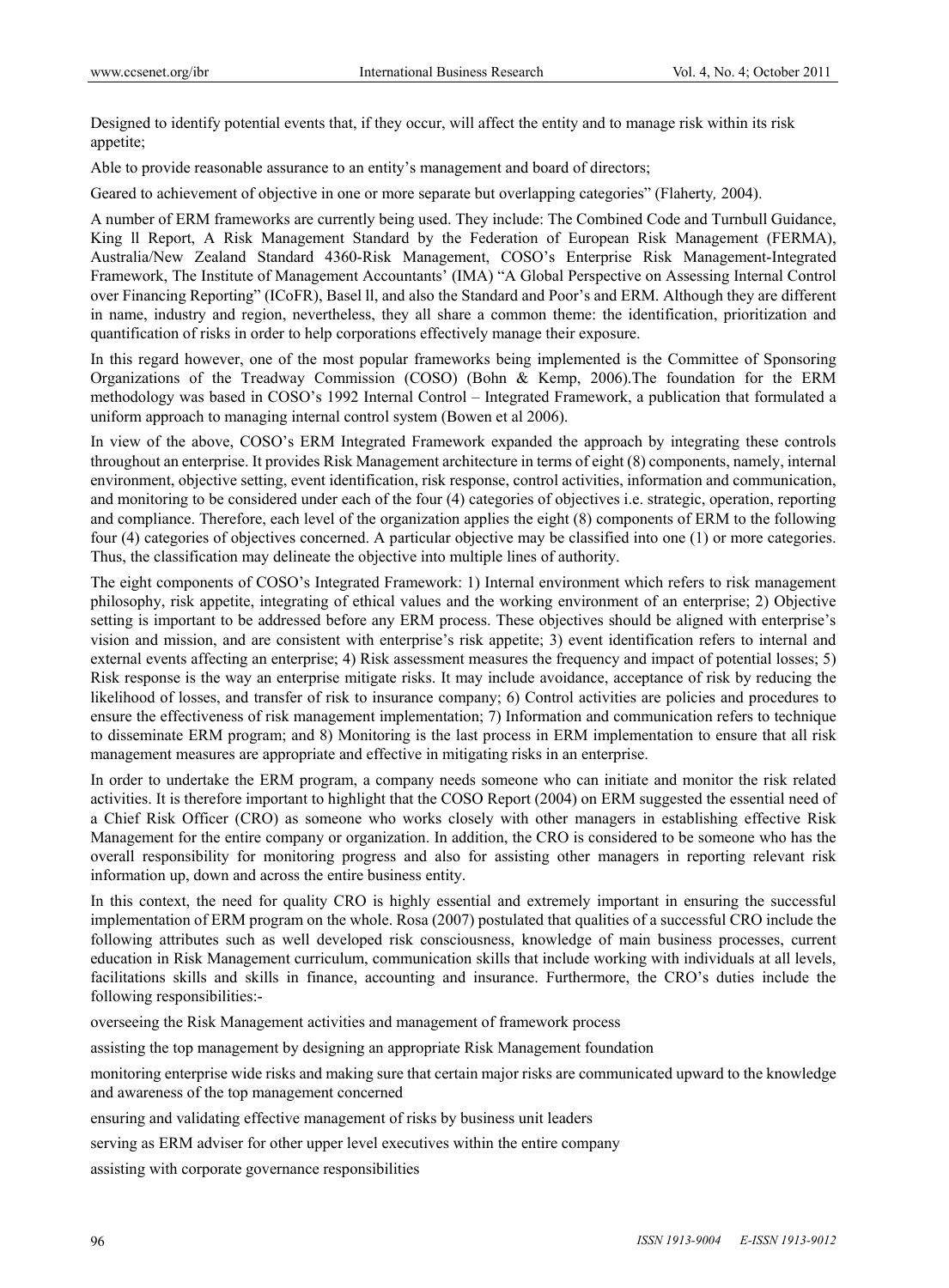Designed to identify potential events that, if they occur, will affect the entity and to manage risk within its risk appetite;

Able to provide reasonable assurance to an entity's management and board of directors;

Geared to achievement of objective in one or more separate but overlapping categories" (Flaherty*,* 2004).

A number of ERM frameworks are currently being used. They include: The Combined Code and Turnbull Guidance, King ll Report, A Risk Management Standard by the Federation of European Risk Management (FERMA), Australia/New Zealand Standard 4360-Risk Management, COSO's Enterprise Risk Management-Integrated Framework, The Institute of Management Accountants' (IMA) "A Global Perspective on Assessing Internal Control over Financing Reporting" (ICoFR), Basel ll, and also the Standard and Poor's and ERM. Although they are different in name, industry and region, nevertheless, they all share a common theme: the identification, prioritization and quantification of risks in order to help corporations effectively manage their exposure.

In this regard however, one of the most popular frameworks being implemented is the Committee of Sponsoring Organizations of the Treadway Commission (COSO) (Bohn & Kemp, 2006).The foundation for the ERM methodology was based in COSO's 1992 Internal Control – Integrated Framework, a publication that formulated a uniform approach to managing internal control system (Bowen et al 2006).

In view of the above, COSO's ERM Integrated Framework expanded the approach by integrating these controls throughout an enterprise. It provides Risk Management architecture in terms of eight (8) components, namely, internal environment, objective setting, event identification, risk response, control activities, information and communication, and monitoring to be considered under each of the four (4) categories of objectives i.e. strategic, operation, reporting and compliance. Therefore, each level of the organization applies the eight (8) components of ERM to the following four (4) categories of objectives concerned. A particular objective may be classified into one (1) or more categories. Thus, the classification may delineate the objective into multiple lines of authority.

The eight components of COSO's Integrated Framework: 1) Internal environment which refers to risk management philosophy, risk appetite, integrating of ethical values and the working environment of an enterprise; 2) Objective setting is important to be addressed before any ERM process. These objectives should be aligned with enterprise's vision and mission, and are consistent with enterprise's risk appetite; 3) event identification refers to internal and external events affecting an enterprise; 4) Risk assessment measures the frequency and impact of potential losses; 5) Risk response is the way an enterprise mitigate risks. It may include avoidance, acceptance of risk by reducing the likelihood of losses, and transfer of risk to insurance company; 6) Control activities are policies and procedures to ensure the effectiveness of risk management implementation; 7) Information and communication refers to technique to disseminate ERM program; and 8) Monitoring is the last process in ERM implementation to ensure that all risk management measures are appropriate and effective in mitigating risks in an enterprise.

In order to undertake the ERM program, a company needs someone who can initiate and monitor the risk related activities. It is therefore important to highlight that the COSO Report (2004) on ERM suggested the essential need of a Chief Risk Officer (CRO) as someone who works closely with other managers in establishing effective Risk Management for the entire company or organization. In addition, the CRO is considered to be someone who has the overall responsibility for monitoring progress and also for assisting other managers in reporting relevant risk information up, down and across the entire business entity.

In this context, the need for quality CRO is highly essential and extremely important in ensuring the successful implementation of ERM program on the whole. Rosa (2007) postulated that qualities of a successful CRO include the following attributes such as well developed risk consciousness, knowledge of main business processes, current education in Risk Management curriculum, communication skills that include working with individuals at all levels, facilitations skills and skills in finance, accounting and insurance. Furthermore, the CRO's duties include the following responsibilities:-

overseeing the Risk Management activities and management of framework process

assisting the top management by designing an appropriate Risk Management foundation

monitoring enterprise wide risks and making sure that certain major risks are communicated upward to the knowledge and awareness of the top management concerned

ensuring and validating effective management of risks by business unit leaders

serving as ERM adviser for other upper level executives within the entire company

assisting with corporate governance responsibilities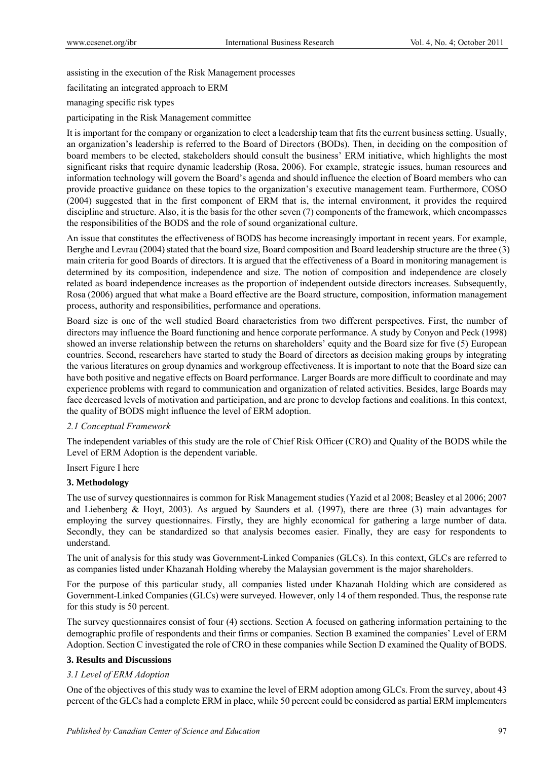assisting in the execution of the Risk Management processes

facilitating an integrated approach to ERM

managing specific risk types

participating in the Risk Management committee

It is important for the company or organization to elect a leadership team that fits the current business setting. Usually, an organization's leadership is referred to the Board of Directors (BODs). Then, in deciding on the composition of board members to be elected, stakeholders should consult the business' ERM initiative, which highlights the most significant risks that require dynamic leadership (Rosa, 2006). For example, strategic issues, human resources and information technology will govern the Board's agenda and should influence the election of Board members who can provide proactive guidance on these topics to the organization's executive management team. Furthermore, COSO (2004) suggested that in the first component of ERM that is, the internal environment, it provides the required discipline and structure. Also, it is the basis for the other seven (7) components of the framework, which encompasses the responsibilities of the BODS and the role of sound organizational culture.

An issue that constitutes the effectiveness of BODS has become increasingly important in recent years. For example, Berghe and Levrau (2004) stated that the board size, Board composition and Board leadership structure are the three (3) main criteria for good Boards of directors. It is argued that the effectiveness of a Board in monitoring management is determined by its composition, independence and size. The notion of composition and independence are closely related as board independence increases as the proportion of independent outside directors increases. Subsequently, Rosa (2006) argued that what make a Board effective are the Board structure, composition, information management process, authority and responsibilities, performance and operations.

Board size is one of the well studied Board characteristics from two different perspectives. First, the number of directors may influence the Board functioning and hence corporate performance. A study by Conyon and Peck (1998) showed an inverse relationship between the returns on shareholders' equity and the Board size for five (5) European countries. Second, researchers have started to study the Board of directors as decision making groups by integrating the various literatures on group dynamics and workgroup effectiveness. It is important to note that the Board size can have both positive and negative effects on Board performance. Larger Boards are more difficult to coordinate and may experience problems with regard to communication and organization of related activities. Besides, large Boards may face decreased levels of motivation and participation, and are prone to develop factions and coalitions. In this context, the quality of BODS might influence the level of ERM adoption.

### *2.1 Conceptual Framework*

The independent variables of this study are the role of Chief Risk Officer (CRO) and Quality of the BODS while the Level of ERM Adoption is the dependent variable.

Insert Figure I here

## 3. Methodology

The use of survey questionnaires is common for Risk Management studies (Yazid et al 2008; Beasley et al 2006; 2007 and Liebenberg & Hoyt, 2003). As argued by Saunders et al. (1997), there are three (3) main advantages for employing the survey questionnaires. Firstly, they are highly economical for gathering a large number of data. Secondly, they can be standardized so that analysis becomes easier. Finally, they are easy for respondents to understand.

The unit of analysis for this study was Government-Linked Companies (GLCs). In this context, GLCs are referred to as companies listed under Khazanah Holding whereby the Malaysian government is the major shareholders.

For the purpose of this particular study, all companies listed under Khazanah Holding which are considered as Government-Linked Companies (GLCs) were surveyed. However, only 14 of them responded. Thus, the response rate for this study is 50 percent.

The survey questionnaires consist of four (4) sections. Section A focused on gathering information pertaining to the demographic profile of respondents and their firms or companies. Section B examined the companies' Level of ERM Adoption. Section C investigated the role of CRO in these companies while Section D examined the Quality of BODS.

## 3. Results and Discussions

### *3.1 Level of ERM Adoption*

One of the objectives of this study was to examine the level of ERM adoption among GLCs. From the survey, about 43 percent of the GLCs had a complete ERM in place, while 50 percent could be considered as partial ERM implementers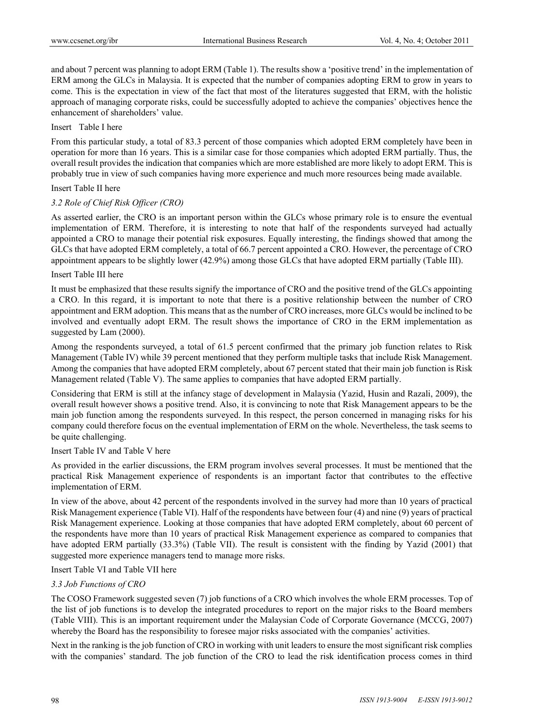and about 7 percent was planning to adopt ERM (Table 1). The results show a 'positive trend' in the implementation of ERM among the GLCs in Malaysia. It is expected that the number of companies adopting ERM to grow in years to come. This is the expectation in view of the fact that most of the literatures suggested that ERM, with the holistic approach of managing corporate risks, could be successfully adopted to achieve the companies' objectives hence the enhancement of shareholders' value.

Insert Table I here

From this particular study, a total of 83.3 percent of those companies which adopted ERM completely have been in operation for more than 16 years. This is a similar case for those companies which adopted ERM partially. Thus, the overall result provides the indication that companies which are more established are more likely to adopt ERM. This is probably true in view of such companies having more experience and much more resources being made available.

Insert Table II here

### *3.2 Role of Chief Risk Officer (CRO)*

As asserted earlier, the CRO is an important person within the GLCs whose primary role is to ensure the eventual implementation of ERM. Therefore, it is interesting to note that half of the respondents surveyed had actually appointed a CRO to manage their potential risk exposures. Equally interesting, the findings showed that among the GLCs that have adopted ERM completely, a total of 66.7 percent appointed a CRO. However, the percentage of CRO appointment appears to be slightly lower (42.9%) among those GLCs that have adopted ERM partially (Table III).

Insert Table III here

It must be emphasized that these results signify the importance of CRO and the positive trend of the GLCs appointing a CRO. In this regard, it is important to note that there is a positive relationship between the number of CRO appointment and ERM adoption. This means that as the number of CRO increases, more GLCs would be inclined to be involved and eventually adopt ERM. The result shows the importance of CRO in the ERM implementation as suggested by Lam (2000).

Among the respondents surveyed, a total of 61.5 percent confirmed that the primary job function relates to Risk Management (Table IV) while 39 percent mentioned that they perform multiple tasks that include Risk Management. Among the companies that have adopted ERM completely, about 67 percent stated that their main job function is Risk Management related (Table V). The same applies to companies that have adopted ERM partially.

Considering that ERM is still at the infancy stage of development in Malaysia (Yazid, Husin and Razali, 2009), the overall result however shows a positive trend. Also, it is convincing to note that Risk Management appears to be the main job function among the respondents surveyed. In this respect, the person concerned in managing risks for his company could therefore focus on the eventual implementation of ERM on the whole. Nevertheless, the task seems to be quite challenging.

Insert Table IV and Table V here

As provided in the earlier discussions, the ERM program involves several processes. It must be mentioned that the practical Risk Management experience of respondents is an important factor that contributes to the effective implementation of ERM.

In view of the above, about 42 percent of the respondents involved in the survey had more than 10 years of practical Risk Management experience (Table VI). Half of the respondents have between four (4) and nine (9) years of practical Risk Management experience. Looking at those companies that have adopted ERM completely, about 60 percent of the respondents have more than 10 years of practical Risk Management experience as compared to companies that have adopted ERM partially (33.3%) (Table VII). The result is consistent with the finding by Yazid (2001) that suggested more experience managers tend to manage more risks.

Insert Table VI and Table VII here

### *3.3 Job Functions of CRO*

The COSO Framework suggested seven (7) job functions of a CRO which involves the whole ERM processes. Top of the list of job functions is to develop the integrated procedures to report on the major risks to the Board members (Table VIII). This is an important requirement under the Malaysian Code of Corporate Governance (MCCG, 2007) whereby the Board has the responsibility to foresee major risks associated with the companies' activities.

Next in the ranking is the job function of CRO in working with unit leaders to ensure the most significant risk complies with the companies' standard. The job function of the CRO to lead the risk identification process comes in third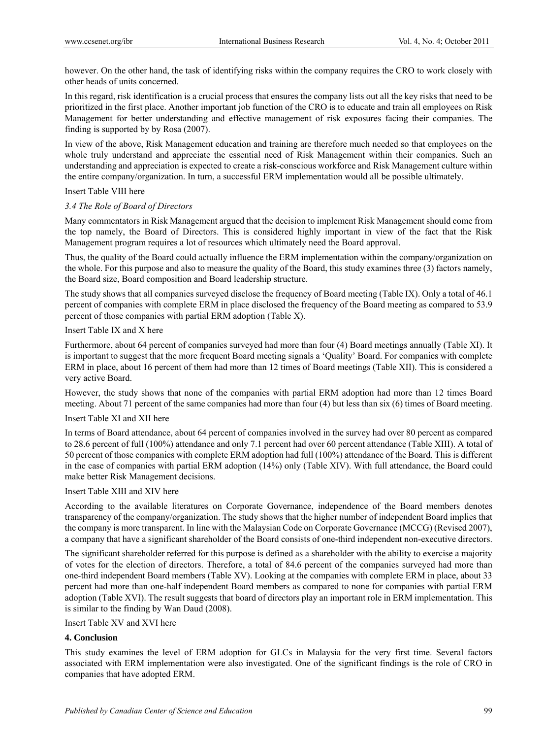however. On the other hand, the task of identifying risks within the company requires the CRO to work closely with other heads of units concerned.

In this regard, risk identification is a crucial process that ensures the company lists out all the key risks that need to be prioritized in the first place. Another important job function of the CRO is to educate and train all employees on Risk Management for better understanding and effective management of risk exposures facing their companies. The finding is supported by by Rosa (2007).

In view of the above, Risk Management education and training are therefore much needed so that employees on the whole truly understand and appreciate the essential need of Risk Management within their companies. Such an understanding and appreciation is expected to create a risk-conscious workforce and Risk Management culture within the entire company/organization. In turn, a successful ERM implementation would all be possible ultimately.

Insert Table VIII here

### *3.4 The Role of Board of Directors*

Many commentators in Risk Management argued that the decision to implement Risk Management should come from the top namely, the Board of Directors. This is considered highly important in view of the fact that the Risk Management program requires a lot of resources which ultimately need the Board approval.

Thus, the quality of the Board could actually influence the ERM implementation within the company/organization on the whole. For this purpose and also to measure the quality of the Board, this study examines three (3) factors namely, the Board size, Board composition and Board leadership structure.

The study shows that all companies surveyed disclose the frequency of Board meeting (Table IX). Only a total of 46.1 percent of companies with complete ERM in place disclosed the frequency of the Board meeting as compared to 53.9 percent of those companies with partial ERM adoption (Table X).

Insert Table IX and X here

Furthermore, about 64 percent of companies surveyed had more than four (4) Board meetings annually (Table XI). It is important to suggest that the more frequent Board meeting signals a 'Quality' Board. For companies with complete ERM in place, about 16 percent of them had more than 12 times of Board meetings (Table XII). This is considered a very active Board.

However, the study shows that none of the companies with partial ERM adoption had more than 12 times Board meeting. About 71 percent of the same companies had more than four (4) but less than six (6) times of Board meeting.

Insert Table XI and XII here

In terms of Board attendance, about 64 percent of companies involved in the survey had over 80 percent as compared to 28.6 percent of full (100%) attendance and only 7.1 percent had over 60 percent attendance (Table XIII). A total of 50 percent of those companies with complete ERM adoption had full (100%) attendance of the Board. This is different in the case of companies with partial ERM adoption (14%) only (Table XIV). With full attendance, the Board could make better Risk Management decisions.

Insert Table XIII and XIV here

According to the available literatures on Corporate Governance, independence of the Board members denotes transparency of the company/organization. The study shows that the higher number of independent Board implies that the company is more transparent. In line with the Malaysian Code on Corporate Governance (MCCG) (Revised 2007), a company that have a significant shareholder of the Board consists of one-third independent non-executive directors.

The significant shareholder referred for this purpose is defined as a shareholder with the ability to exercise a majority of votes for the election of directors. Therefore, a total of 84.6 percent of the companies surveyed had more than one-third independent Board members (Table XV). Looking at the companies with complete ERM in place, about 33 percent had more than one-half independent Board members as compared to none for companies with partial ERM adoption (Table XVI). The result suggests that board of directors play an important role in ERM implementation. This is similar to the finding by Wan Daud (2008).

Insert Table XV and XVI here

## 4. Conclusion

This study examines the level of ERM adoption for GLCs in Malaysia for the very first time. Several factors associated with ERM implementation were also investigated. One of the significant findings is the role of CRO in companies that have adopted ERM.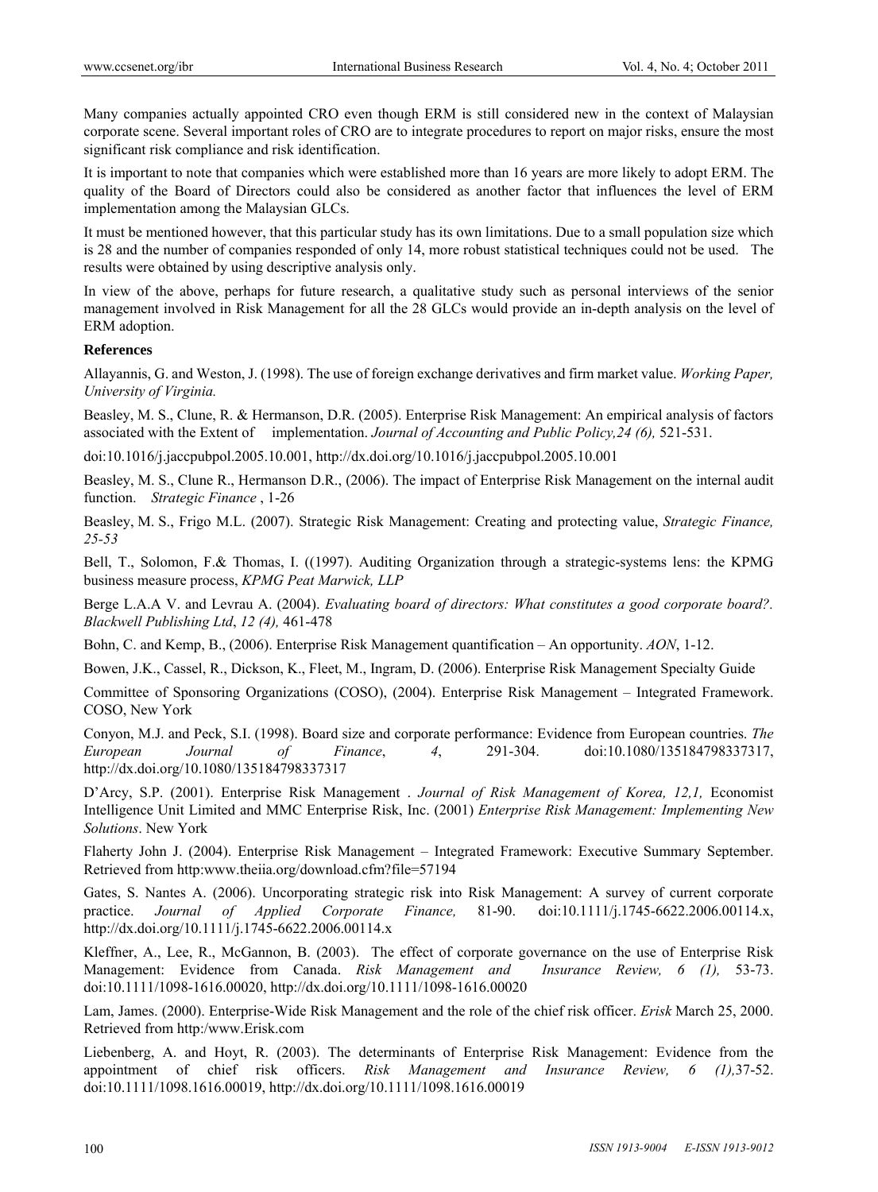Many companies actually appointed CRO even though ERM is still considered new in the context of Malaysian corporate scene. Several important roles of CRO are to integrate procedures to report on major risks, ensure the most significant risk compliance and risk identification.

It is important to note that companies which were established more than 16 years are more likely to adopt ERM. The quality of the Board of Directors could also be considered as another factor that influences the level of ERM implementation among the Malaysian GLCs.

It must be mentioned however, that this particular study has its own limitations. Due to a small population size which is 28 and the number of companies responded of only 14, more robust statistical techniques could not be used. The results were obtained by using descriptive analysis only.

In view of the above, perhaps for future research, a qualitative study such as personal interviews of the senior management involved in Risk Management for all the 28 GLCs would provide an in-depth analysis on the level of ERM adoption.

**References**

Allayannis, G. and Weston, J. (1998). The use of foreign exchange derivatives and firm market value. *Working Paper, University of Virginia.*

Beasley, M. S., Clune, R. & Hermanson, D.R. (2005). Enterprise Risk Management: An empirical analysis of factors associated with the Extent of implementation. *Journal of Accounting and Public Policy,24 (6),* 521-531.

doi:10.1016/j.jaccpubpol.2005.10.001, http://dx.doi.org/10.1016/j.jaccpubpol.2005.10.001

Beasley, M. S., Clune R., Hermanson D.R., (2006). The impact of Enterprise Risk Management on the internal audit function. *Strategic Finance* , 1-26

Beasley, M. S., Frigo M.L. (2007). Strategic Risk Management: Creating and protecting value, *Strategic Finance, 25-53*

Bell, T., Solomon, F.& Thomas, I. ((1997). Auditing Organization through a strategic-systems lens: the KPMG business measure process, *KPMG Peat Marwick, LLP*

Berge L.A.A V. and Levrau A. (2004). *Evaluating board of directors: What constitutes a good corporate board?. Blackwell Publishing Ltd*, *12 (4),* 461-478

Bohn, C. and Kemp, B., (2006). Enterprise Risk Management quantification – An opportunity. *AON*, 1-12.

Bowen, J.K., Cassel, R., Dickson, K., Fleet, M., Ingram, D. (2006). Enterprise Risk Management Specialty Guide

Committee of Sponsoring Organizations (COSO), (2004). Enterprise Risk Management – Integrated Framework. COSO, New York

Conyon, M.J. and Peck, S.I. (1998). Board size and corporate performance: Evidence from European countries. *The European Journal of Finance*, *4*, 291-304. doi:10.1080/135184798337317, http://dx.doi.org/10.1080/135184798337317

D'Arcy, S.P. (2001). Enterprise Risk Management . *Journal of Risk Management of Korea, 12,1,* Economist Intelligence Unit Limited and MMC Enterprise Risk, Inc. (2001) *Enterprise Risk Management: Implementing New Solutions*. New York

Flaherty John J. (2004). Enterprise Risk Management – Integrated Framework: Executive Summary September. Retrieved from http:www.theiia.org/download.cfm?file=57194

Gates, S. Nantes A. (2006). Uncorporating strategic risk into Risk Management: A survey of current corporate practice. *Journal of Applied Corporate Finance,* 81-90. doi:10.1111/j.1745-6622.2006.00114.x, http://dx.doi.org/10.1111/j.1745-6622.2006.00114.x

Kleffner, A., Lee, R., McGannon, B. (2003). The effect of corporate governance on the use of Enterprise Risk Management: Evidence from Canada. *Risk Management and Insurance Review, 6 (1),* 53-73. doi:10.1111/1098-1616.00020, http://dx.doi.org/10.1111/1098-1616.00020

Lam, James. (2000). Enterprise-Wide Risk Management and the role of the chief risk officer. *Erisk* March 25, 2000. Retrieved from http:/www.Erisk.com

Liebenberg, A. and Hoyt, R. (2003). The determinants of Enterprise Risk Management: Evidence from the appointment of chief risk officers. *Risk Management and Insurance Review, 6 (1),*37-52. doi:10.1111/1098.1616.00019, http://dx.doi.org/10.1111/1098.1616.00019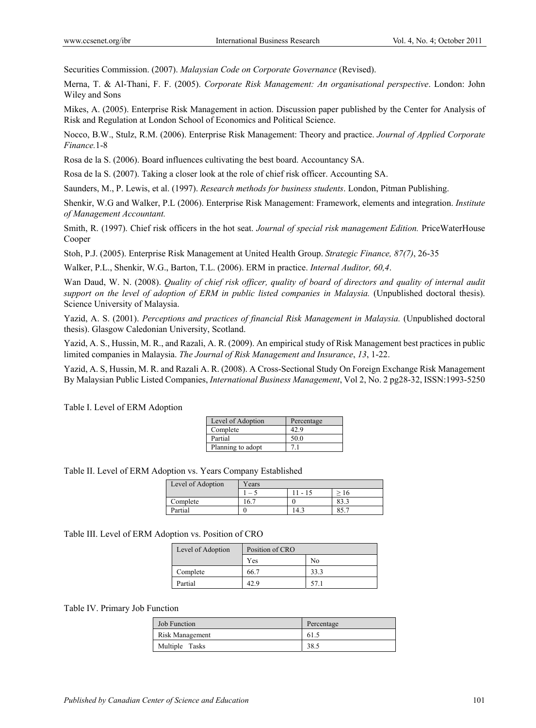Securities Commission. (2007). *Malaysian Code on Corporate Governance* (Revised).

Merna, T. & Al-Thani, F. F. (2005). *Corporate Risk Management: An organisational perspective*. London: John Wiley and Sons

Mikes, A. (2005). Enterprise Risk Management in action. Discussion paper published by the Center for Analysis of Risk and Regulation at London School of Economics and Political Science.

Nocco, B.W., Stulz, R.M. (2006). Enterprise Risk Management: Theory and practice. *Journal of Applied Corporate Finance.*1-8

Rosa de la S. (2006). Board influences cultivating the best board. Accountancy SA.

Rosa de la S. (2007). Taking a closer look at the role of chief risk officer. Accounting SA.

Saunders, M., P. Lewis, et al. (1997). *Research methods for business students*. London, Pitman Publishing.

Shenkir, W.G and Walker, P.L (2006). Enterprise Risk Management: Framework, elements and integration. *Institute of Management Accountant.*

Smith, R. (1997). Chief risk officers in the hot seat. *Journal of special risk management Edition.* PriceWaterHouse Cooper

Stoh, P.J. (2005). Enterprise Risk Management at United Health Group. *Strategic Finance, 87(7)*, 26-35

Walker, P.L., Shenkir, W.G., Barton, T.L. (2006). ERM in practice. *Internal Auditor, 60,4*.

Wan Daud, W. N. (2008). *Quality of chief risk officer, quality of board of directors and quality of internal audit support on the level of adoption of ERM in public listed companies in Malaysia.* (Unpublished doctoral thesis). Science University of Malaysia.

Yazid, A. S. (2001). *Perceptions and practices of financial Risk Management in Malaysia.* (Unpublished doctoral thesis). Glasgow Caledonian University, Scotland.

Yazid, A. S., Hussin, M. R., and Razali, A. R. (2009). An empirical study of Risk Management best practices in public limited companies in Malaysia. *The Journal of Risk Management and Insurance*, *13*, 1-22.

Yazid, A. S, Hussin, M. R. and Razali A. R. (2008). A Cross-Sectional Study On Foreign Exchange Risk Management By Malaysian Public Listed Companies, *International Business Management*, Vol 2, No. 2 pg28-32, ISSN:1993-5250

Table I. Level of ERM Adoption

| Level of Adoption | Percentage |
|---|---|
| Complete | 42.9 |
| Partial | 50.0 |
| Planning to adopt | 7.1 |

Table II. Level of ERM Adoption vs. Years Company Established

| Level of Adoption | Years | | |
|---|---|---|---|
| | 1 – 5 | 11 - 15 | ≥ 16 |
| Complete | 16.7 | 0 | 83.3 |
| Partial | 0 | 14.3 | 85.7 |

Table III. Level of ERM Adoption vs. Position of CRO

| Level of Adoption | Position of CRO | |
|---|---|---|
| | Yes | No |
| Complete | 66.7 | 33.3 |
| Partial | 42.9 | 57.1 |

Table IV. Primary Job Function

| Job Function | Percentage |
|---|---|
| Risk Management | 61.5 |
| Multiple Tasks | 38.5 |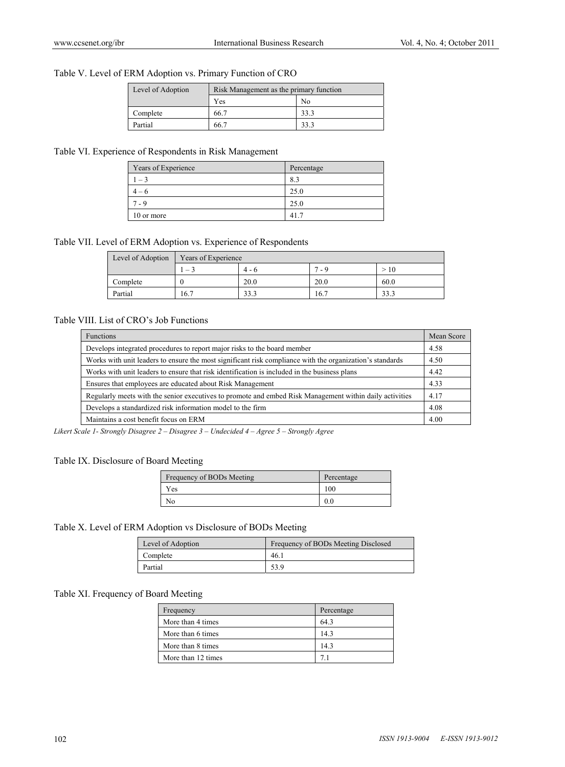Table V. Level of ERM Adoption vs. Primary Function of CRO

| Level of Adoption | Risk Management as the primary function | |
|---|---|---|
| | Yes | No |
| Complete | 66.7 | 33.3 |
| Partial | 66.7 | 33.3 |

Table VI. Experience of Respondents in Risk Management

| Years of Experience | Percentage |
|---|---|
| 1 – 3 | 8.3 |
| 4 – 6 | 25.0 |
| 7 - 9 | 25.0 |
| 10 or more | 41.7 |

Table VII. Level of ERM Adoption vs. Experience of Respondents

| Level of Adoption | Years of Experience | | | |
|---|---|---|---|---|
| | 1 – 3 | 4 - 6 | 7 - 9 | > 10 |
| Complete | 0 | 20.0 | 20.0 | 60.0 |
| Partial | 16.7 | 33.3 | 16.7 | 33.3 |

Table VIII. List of CRO's Job Functions

| Functions | Mean Score |
|---|---|
| Develops integrated procedures to report major risks to the board member | 4.58 |
| Works with unit leaders to ensure the most significant risk compliance with the organization's standards | 4.50 |
| Works with unit leaders to ensure that risk identification is included in the business plans | 4.42 |
| Ensures that employees are educated about Risk Management | 4.33 |
| Regularly meets with the senior executives to promote and embed Risk Management within daily activities | 4.17 |
| Develops a standardized risk information model to the firm | 4.08 |
| Maintains a cost benefit focus on ERM | 4.00 |

*Likert Scale 1- Strongly Disagree 2 – Disagree 3 – Undecided 4 – Agree 5 – Strongly Agree*

Table IX. Disclosure of Board Meeting

| Frequency of BODs Meeting | Percentage |
|---|---|
| Yes | 100 |
| No | 0.0 |

Table X. Level of ERM Adoption vs Disclosure of BODs Meeting

| Level of Adoption | Frequency of BODs Meeting Disclosed |
|---|---|
| Complete | 46.1 |
| Partial | 53.9 |

Table XI. Frequency of Board Meeting

| Frequency | Percentage |
|---|---|
| More than 4 times | 64.3 |
| More than 6 times | 14.3 |
| More than 8 times | 14.3 |
| More than 12 times | 7.1 |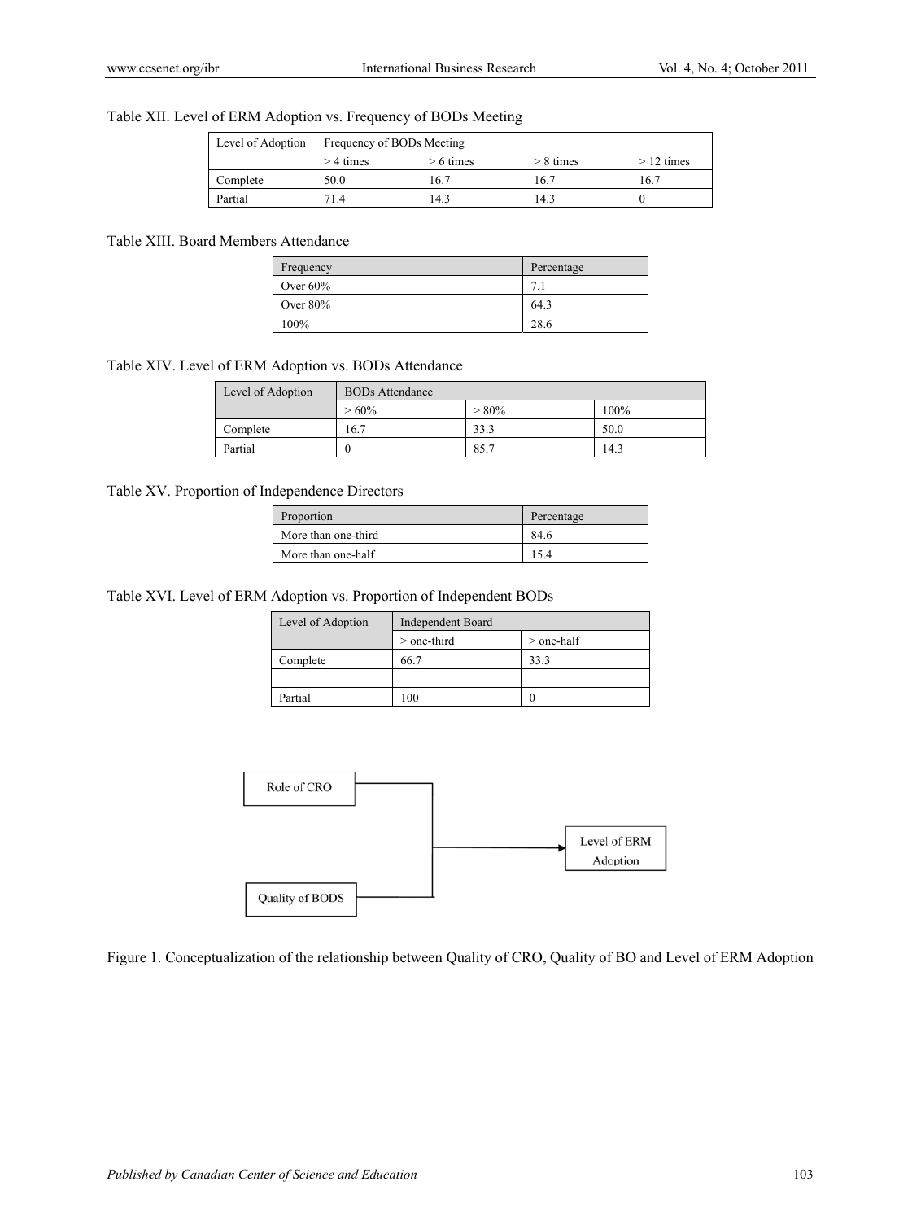Table XII. Level of ERM Adoption vs. Frequency of BODs Meeting

| Level of Adoption | Frequency of BODs Meeting | | | |
|---|---|---|---|---|
| | > 4 times | > 6 times | > 8 times | > 12 times |
| Complete | 50.0 | 16.7 | 16.7 | 16.7 |
| Partial | 71.4 | 14.3 | 14.3 | 0 |

Table XIII. Board Members Attendance

| Frequency | Percentage |
|---|---|
| Over 60% | 7.1 |
| Over 80% | 64.3 |
| 100% | 28.6 |

Table XIV. Level of ERM Adoption vs. BODs Attendance

| Level of Adoption | BODs Attendance | | |
|---|---|---|---|
| | > 60% | > 80% | 100% |
| Complete | 16.7 | 33.3 | 50.0 |
| Partial | 0 | 85.7 | 14.3 |

Table XV. Proportion of Independence Directors

| Proportion | Percentage |
|---|---|
| More than one-third | 84.6 |
| More than one-half | 15.4 |

Table XVI. Level of ERM Adoption vs. Proportion of Independent BODs

| Level of Adoption | Independent Board | |
|---|---|---|
| | > one-third | > one-half |
| Complete | 66.7 | 33.3 |
| | | |
| Partial | 100 | 0 |

Role of CRO

Quality of BODS

Level of ERM Adoption

Figure 1. Conceptualization of the relationship between Quality of CRO, Quality of BO and Level of ERM Adoption